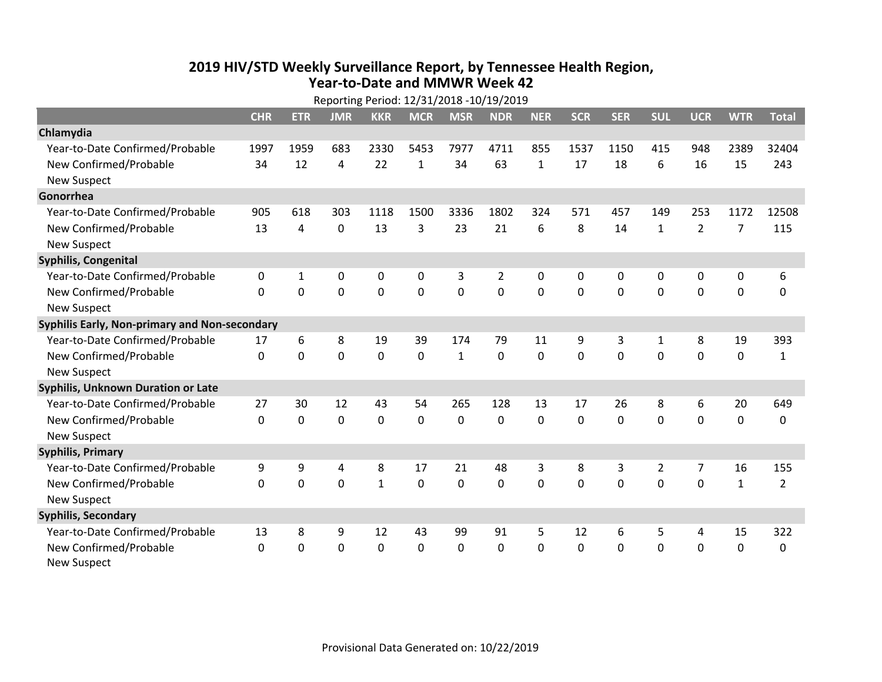# 2019 HIV/STD Weekly Surveillance Report, by Tennessee Health Region, Year-to-Date and MMWR Week 42

Reporting Period: 12/31/2018 -10/19/2019

| | CHR | ETR | JMR | KKR | MCR | MSR | NDR | NER | SCR | SER | SUL | UCR | WTR | Total |
|---|---|---|---|---|---|---|---|---|---|---|---|---|---|---|
| **Chlamydia** | | | | | | | | | | | | | | |
| Year-to-Date Confirmed/Probable | 1997 | 1959 | 683 | 2330 | 5453 | 7977 | 4711 | 855 | 1537 | 1150 | 415 | 948 | 2389 | 32404 |
| New Confirmed/Probable | 34 | 12 | 4 | 22 | 1 | 34 | 63 | 1 | 17 | 18 | 6 | 16 | 15 | 243 |
| New Suspect | | | | | | | | | | | | | | |
| **Gonorrhea** | | | | | | | | | | | | | | |
| Year-to-Date Confirmed/Probable | 905 | 618 | 303 | 1118 | 1500 | 3336 | 1802 | 324 | 571 | 457 | 149 | 253 | 1172 | 12508 |
| New Confirmed/Probable | 13 | 4 | 0 | 13 | 3 | 23 | 21 | 6 | 8 | 14 | 1 | 2 | 7 | 115 |
| New Suspect | | | | | | | | | | | | | | |
| **Syphilis, Congenital** | | | | | | | | | | | | | | |
| Year-to-Date Confirmed/Probable | 0 | 1 | 0 | 0 | 0 | 3 | 2 | 0 | 0 | 0 | 0 | 0 | 0 | 6 |
| New Confirmed/Probable | 0 | 0 | 0 | 0 | 0 | 0 | 0 | 0 | 0 | 0 | 0 | 0 | 0 | 0 |
| New Suspect | | | | | | | | | | | | | | |
| **Syphilis Early, Non-primary and Non-secondary** | | | | | | | | | | | | | | |
| Year-to-Date Confirmed/Probable | 17 | 6 | 8 | 19 | 39 | 174 | 79 | 11 | 9 | 3 | 1 | 8 | 19 | 393 |
| New Confirmed/Probable | 0 | 0 | 0 | 0 | 0 | 1 | 0 | 0 | 0 | 0 | 0 | 0 | 0 | 1 |
| New Suspect | | | | | | | | | | | | | | |
| **Syphilis, Unknown Duration or Late** | | | | | | | | | | | | | | |
| Year-to-Date Confirmed/Probable | 27 | 30 | 12 | 43 | 54 | 265 | 128 | 13 | 17 | 26 | 8 | 6 | 20 | 649 |
| New Confirmed/Probable | 0 | 0 | 0 | 0 | 0 | 0 | 0 | 0 | 0 | 0 | 0 | 0 | 0 | 0 |
| New Suspect | | | | | | | | | | | | | | |
| **Syphilis, Primary** | | | | | | | | | | | | | | |
| Year-to-Date Confirmed/Probable | 9 | 9 | 4 | 8 | 17 | 21 | 48 | 3 | 8 | 3 | 2 | 7 | 16 | 155 |
| New Confirmed/Probable | 0 | 0 | 0 | 1 | 0 | 0 | 0 | 0 | 0 | 0 | 0 | 0 | 1 | 2 |
| New Suspect | | | | | | | | | | | | | | |
| **Syphilis, Secondary** | | | | | | | | | | | | | | |
| Year-to-Date Confirmed/Probable | 13 | 8 | 9 | 12 | 43 | 99 | 91 | 5 | 12 | 6 | 5 | 4 | 15 | 322 |
| New Confirmed/Probable | 0 | 0 | 0 | 0 | 0 | 0 | 0 | 0 | 0 | 0 | 0 | 0 | 0 | 0 |
| New Suspect | | | | | | | | | | | | | | |

Provisional Data Generated on: 10/22/2019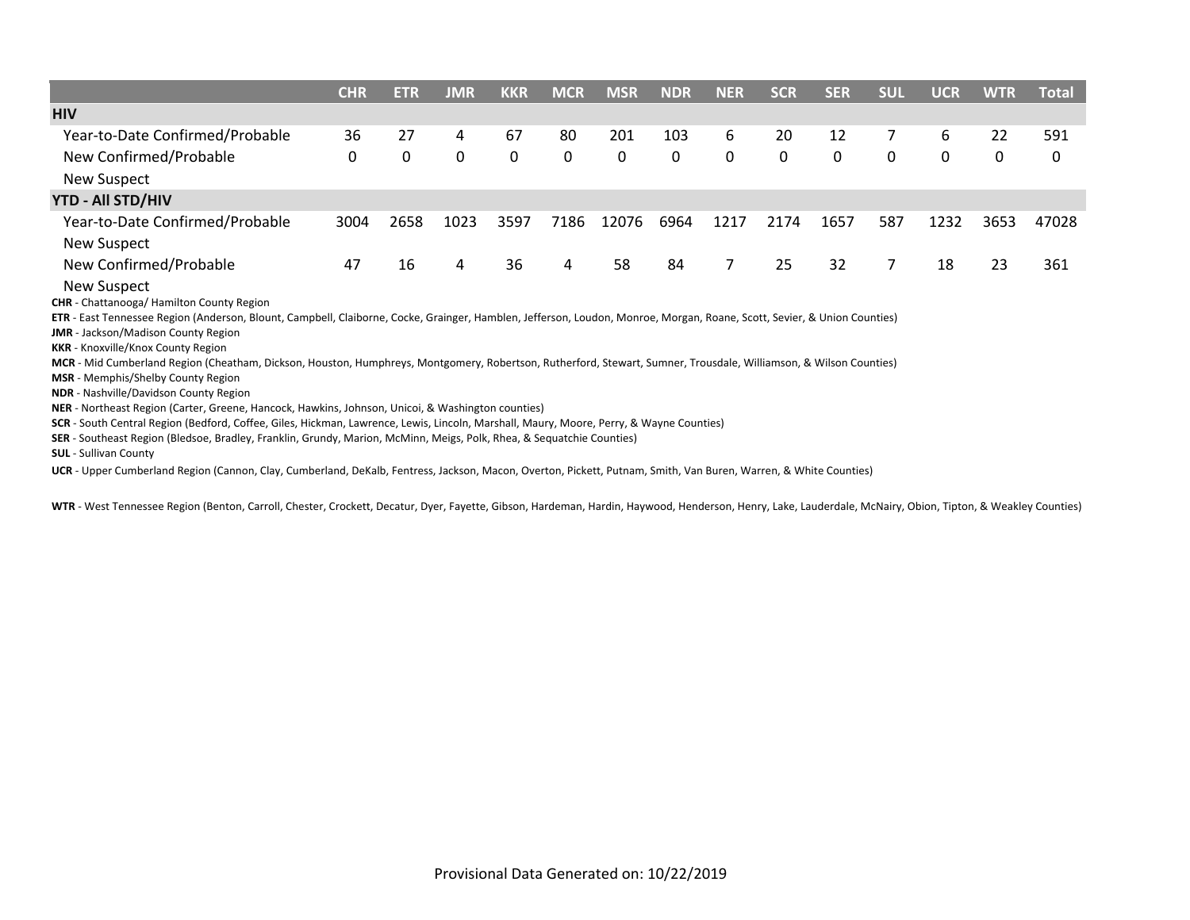| | CHR | ETR | JMR | KKR | MCR | MSR | NDR | NER | SCR | SER | SUL | UCR | WTR | Total |
|---|---|---|---|---|---|---|---|---|---|---|---|---|---|---|
| **HIV** | | | | | | | | | | | | | | |
| Year-to-Date Confirmed/Probable | 36 | 27 | 4 | 67 | 80 | 201 | 103 | 6 | 20 | 12 | 7 | 6 | 22 | 591 |
| New Confirmed/Probable | 0 | 0 | 0 | 0 | 0 | 0 | 0 | 0 | 0 | 0 | 0 | 0 | 0 | 0 |
| New Suspect | | | | | | | | | | | | | | |
| **YTD - All STD/HIV** | | | | | | | | | | | | | | |
| Year-to-Date Confirmed/Probable | 3004 | 2658 | 1023 | 3597 | 7186 | 12076 | 6964 | 1217 | 2174 | 1657 | 587 | 1232 | 3653 | 47028 |
| New Suspect | | | | | | | | | | | | | | |
| New Confirmed/Probable | 47 | 16 | 4 | 36 | 4 | 58 | 84 | 7 | 25 | 32 | 7 | 18 | 23 | 361 |
| New Suspect | | | | | | | | | | | | | | |

**CHR** - Chattanooga/ Hamilton County Region

**ETR** - East Tennessee Region (Anderson, Blount, Campbell, Claiborne, Cocke, Grainger, Hamblen, Jefferson, Loudon, Monroe, Morgan, Roane, Scott, Sevier, & Union Counties)

**JMR** - Jackson/Madison County Region

**KKR** - Knoxville/Knox County Region

**MCR** - Mid Cumberland Region (Cheatham, Dickson, Houston, Humphreys, Montgomery, Robertson, Rutherford, Stewart, Sumner, Trousdale, Williamson, & Wilson Counties)

**MSR** - Memphis/Shelby County Region

**NDR** - Nashville/Davidson County Region

**NER** - Northeast Region (Carter, Greene, Hancock, Hawkins, Johnson, Unicoi, & Washington counties)

**SCR** - South Central Region (Bedford, Coffee, Giles, Hickman, Lawrence, Lewis, Lincoln, Marshall, Maury, Moore, Perry, & Wayne Counties)

**SER** - Southeast Region (Bledsoe, Bradley, Franklin, Grundy, Marion, McMinn, Meigs, Polk, Rhea, & Sequatchie Counties)

**SUL** - Sullivan County

**UCR** - Upper Cumberland Region (Cannon, Clay, Cumberland, DeKalb, Fentress, Jackson, Macon, Overton, Pickett, Putnam, Smith, Van Buren, Warren, & White Counties)

**WTR** - West Tennessee Region (Benton, Carroll, Chester, Crockett, Decatur, Dyer, Fayette, Gibson, Hardeman, Hardin, Haywood, Henderson, Henry, Lake, Lauderdale, McNairy, Obion, Tipton, & Weakley Counties)

Provisional Data Generated on: 10/22/2019